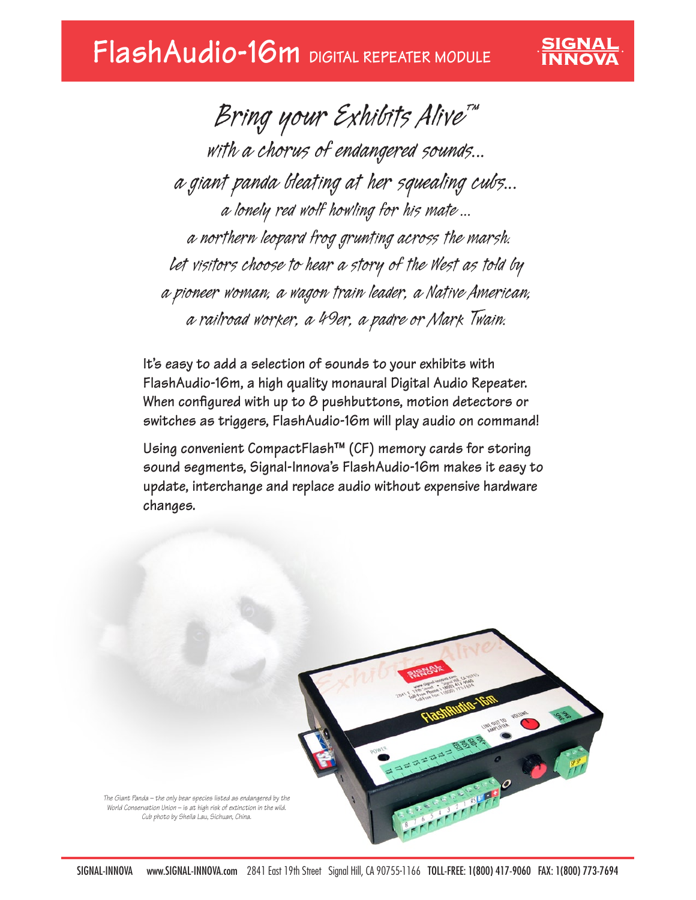# FlashAudio-16m DIGITAL REPEATER MODULE

SIGNAL INNOVA

## *Bring your Exhibits Alive™*

*with a chorus of endangered sounds...*
*a giant panda bleating at her squealing cubs...*
*a lonely red wolf howling for his mate ...*
*a northern leopard frog grunting across the marsh.*
*Let visitors choose to hear a story of the West as told by*
*a pioneer woman, a wagon train leader, a Native American,*
*a railroad worker, a 49er, a padre or Mark Twain.*

**It's easy to add a selection of sounds to your exhibits with FlashAudio-16m, a high quality monaural Digital Audio Repeater. When configured with up to 8 pushbuttons, motion detectors or switches as triggers, FlashAudio-16m will play audio on command!**

**Using convenient CompactFlash™ (CF) memory cards for storing sound segments, Signal-Innova's FlashAudio-16m makes it easy to update, interchange and replace audio without expensive hardware changes.**

*The Giant Panda – the only bear species listed as endangered by the World Conservation Union – is at high risk of extinction in the wild. Cub photo by Sheila Lau, Sichuan, China.*

SIGNAL-INNOVA www.SIGNAL-INNOVA.com 2841 East 19th Street Signal Hill, CA 90755-1166 TOLL-FREE: 1(800) 417-9060 FAX: 1(800) 773-7694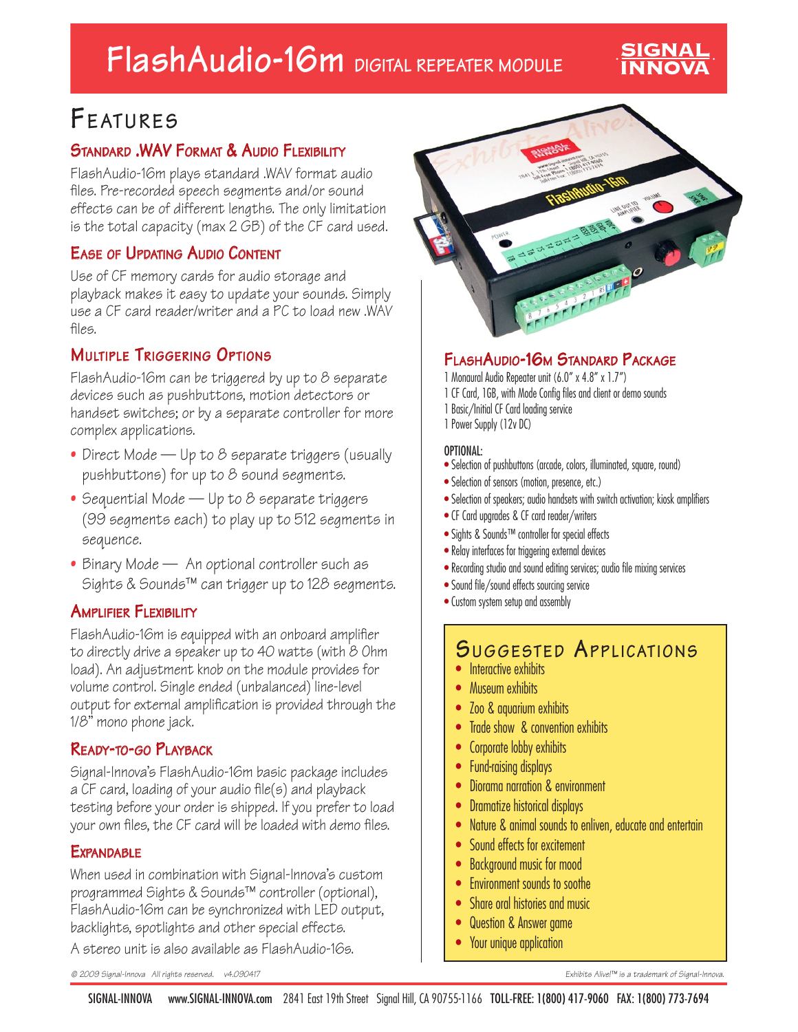# FlashAudio-16m DIGITAL REPEATER MODULE

SIGNAL INNOVA

## Features

### Standard .WAV Format & Audio Flexibility

FlashAudio-16m plays standard .WAV format audio files. Pre-recorded speech segments and/or sound effects can be of different lengths. The only limitation is the total capacity (max 2 GB) of the CF card used.

### Ease of Updating Audio Content

Use of CF memory cards for audio storage and playback makes it easy to update your sounds. Simply use a CF card reader/writer and a PC to load new .WAV files.

### Multiple Triggering Options

FlashAudio-16m can be triggered by up to 8 separate devices such as pushbuttons, motion detectors or handset switches; or by a separate controller for more complex applications.

- Direct Mode — Up to 8 separate triggers (usually pushbuttons) for up to 8 sound segments.
- Sequential Mode — Up to 8 separate triggers (99 segments each) to play up to 512 segments in sequence.
- Binary Mode — An optional controller such as Sights & Sounds™ can trigger up to 128 segments.

### Amplifier Flexibility

FlashAudio-16m is equipped with an onboard amplifier to directly drive a speaker up to 40 watts (with 8 Ohm load). An adjustment knob on the module provides for volume control. Single ended (unbalanced) line-level output for external amplification is provided through the 1/8" mono phone jack.

### Ready-to-go Playback

Signal-Innova's FlashAudio-16m basic package includes a CF card, loading of your audio file(s) and playback testing before your order is shipped. If you prefer to load your own files, the CF card will be loaded with demo files.

### Expandable

When used in combination with Signal-Innova's custom programmed Sights & Sounds™ controller (optional), FlashAudio-16m can be synchronized with LED output, backlights, spotlights and other special effects.

A stereo unit is also available as FlashAudio-16s.

### FlashAudio-16m Standard Package

1 Monaural Audio Repeater unit (6.0" x 4.8" x 1.7")
1 CF Card, 1GB, with Mode Config files and client or demo sounds
1 Basic/Initial CF Card loading service
1 Power Supply (12v DC)

**OPTIONAL:**

- Selection of pushbuttons (arcade, colors, illuminated, square, round)
- Selection of sensors (motion, presence, etc.)
- Selection of speakers; audio handsets with switch activation; kiosk amplifiers
- CF Card upgrades & CF card reader/writers
- Sights & Sounds™ controller for special effects
- Relay interfaces for triggering external devices
- Recording studio and sound editing services; audio file mixing services
- Sound file/sound effects sourcing service
- Custom system setup and assembly

## Suggested Applications

- Interactive exhibits
- Museum exhibits
- Zoo & aquarium exhibits
- Trade show & convention exhibits
- Corporate lobby exhibits
- Fund-raising displays
- Diorama narration & environment
- Dramatize historical displays
- Nature & animal sounds to enliven, educate and entertain
- Sound effects for excitement
- Background music for mood
- Environment sounds to soothe
- Share oral histories and music
- Question & Answer game
- Your unique application

© 2009 Signal-Innova All rights reserved. v4.090417

Exhibits Alive!™ is a trademark of Signal-Innova.

SIGNAL-INNOVA www.SIGNAL-INNOVA.com 2841 East 19th Street Signal Hill, CA 90755-1166 TOLL-FREE: 1(800) 417-9060 FAX: 1(800) 773-7694